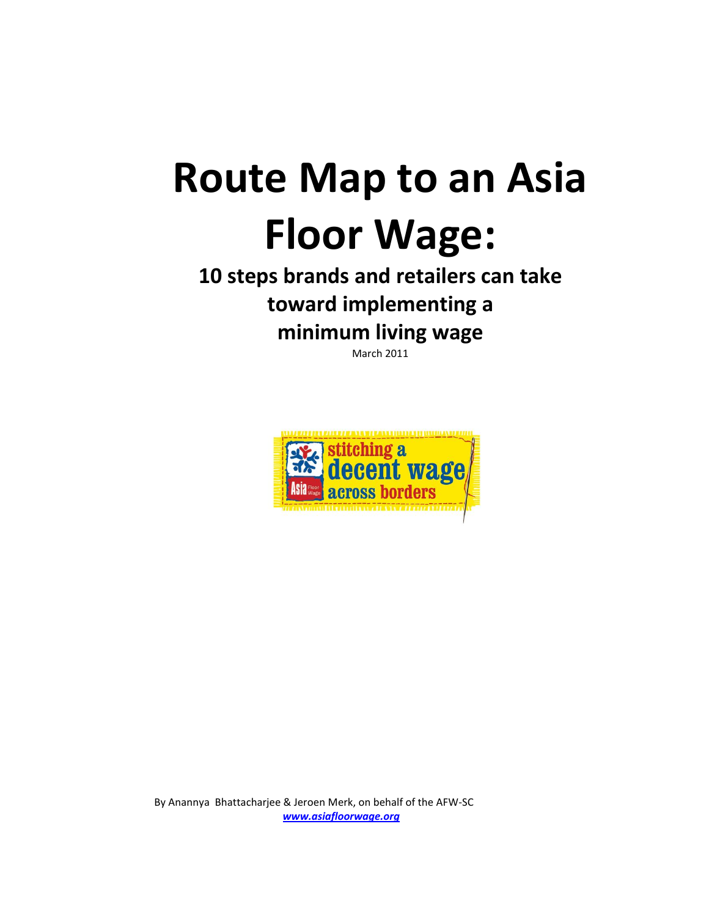# Route Map to an Asia Floor Wage:

## 10 steps brands and retailers can take toward implementing a minimum living wage

March 2011

By Anannya Bhattacharjee & Jeroen Merk, on behalf of the AFW-SC

*www.asiafloorwage.org*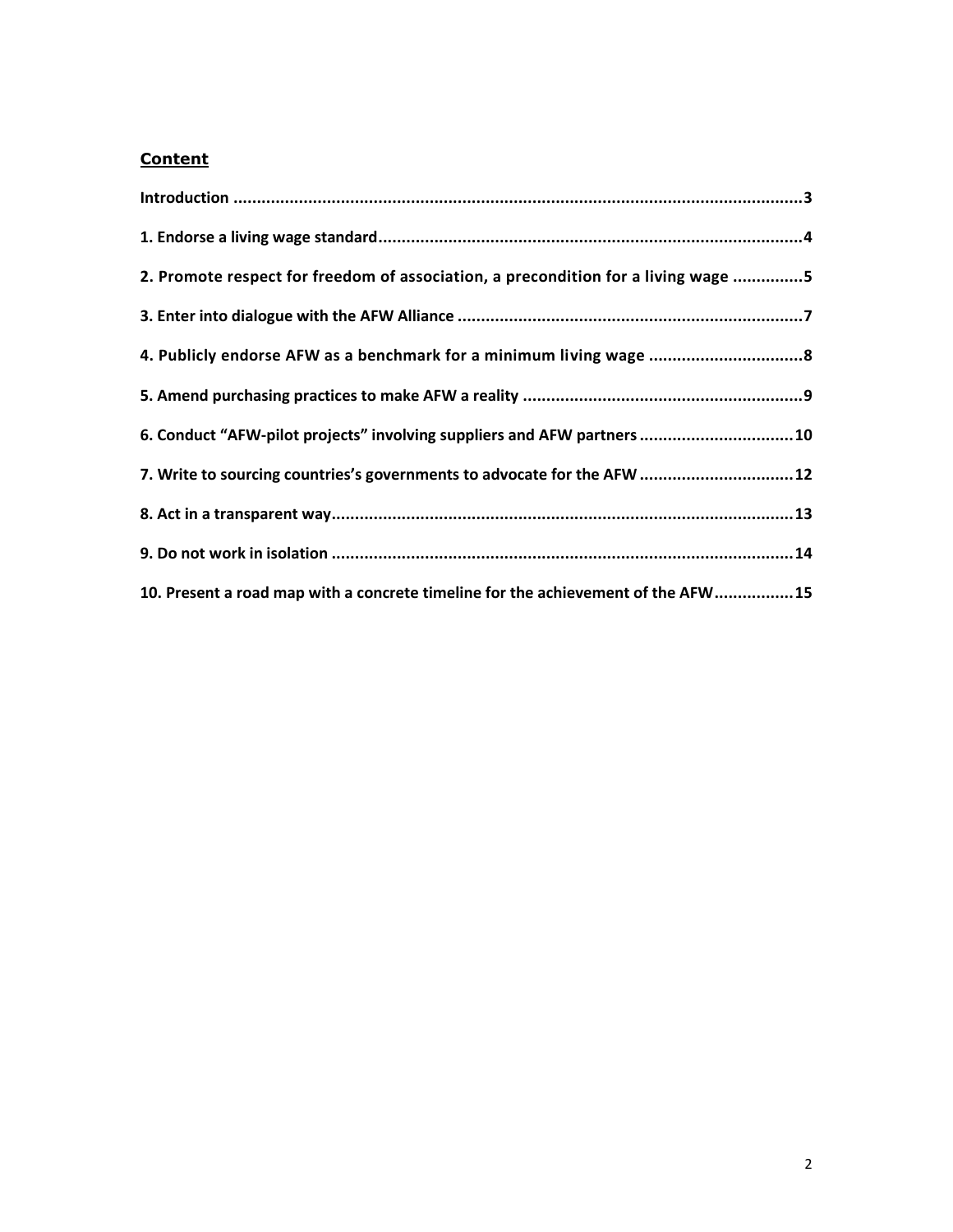## Content

**Introduction** .......... 3

**1. Endorse a living wage standard** .......... 4

**2. Promote respect for freedom of association, a precondition for a living wage** .......... 5

**3. Enter into dialogue with the AFW Alliance** .......... 7

**4. Publicly endorse AFW as a benchmark for a minimum living wage** .......... 8

**5. Amend purchasing practices to make AFW a reality** .......... 9

**6. Conduct "AFW-pilot projects" involving suppliers and AFW partners** .......... 10

**7. Write to sourcing countries's governments to advocate for the AFW** .......... 12

**8. Act in a transparent way** .......... 13

**9. Do not work in isolation** .......... 14

**10. Present a road map with a concrete timeline for the achievement of the AFW** .......... 15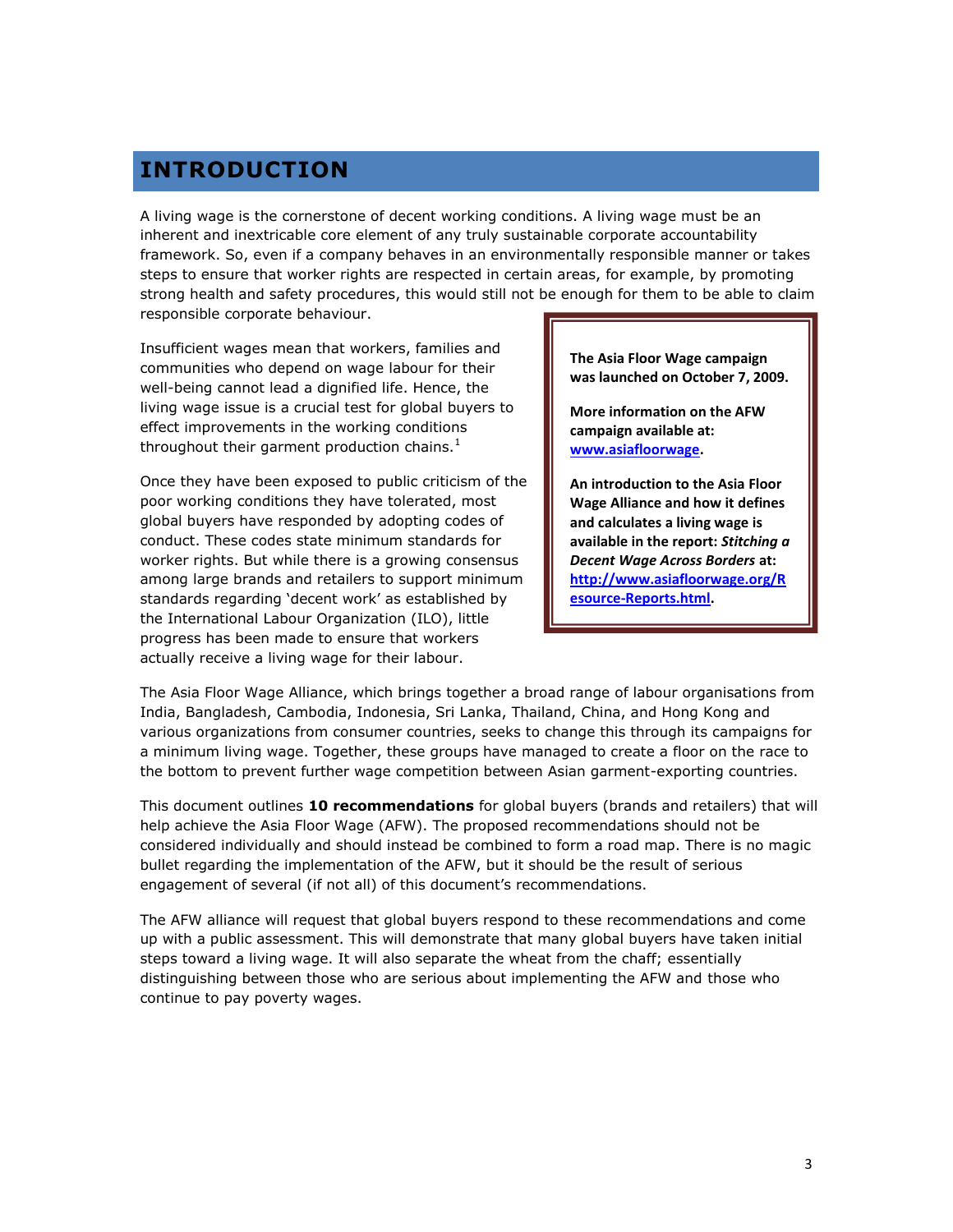# INTRODUCTION

A living wage is the cornerstone of decent working conditions. A living wage must be an inherent and inextricable core element of any truly sustainable corporate accountability framework. So, even if a company behaves in an environmentally responsible manner or takes steps to ensure that worker rights are respected in certain areas, for example, by promoting strong health and safety procedures, this would still not be enough for them to be able to claim responsible corporate behaviour.

Insufficient wages mean that workers, families and communities who depend on wage labour for their well-being cannot lead a dignified life. Hence, the living wage issue is a crucial test for global buyers to effect improvements in the working conditions throughout their garment production chains.[1]

Once they have been exposed to public criticism of the poor working conditions they have tolerated, most global buyers have responded by adopting codes of conduct. These codes state minimum standards for worker rights. But while there is a growing consensus among large brands and retailers to support minimum standards regarding 'decent work' as established by the International Labour Organization (ILO), little progress has been made to ensure that workers actually receive a living wage for their labour.

> **The Asia Floor Wage campaign was launched on October 7, 2009.**
>
> **More information on the AFW campaign available at: [www.asiafloorwage](http://www.asiafloorwage).**
>
> **An introduction to the Asia Floor Wage Alliance and how it defines and calculates a living wage is available in the report: *Stitching a Decent Wage Across Borders* at: [http://www.asiafloorwage.org/Resource-Reports.html](http://www.asiafloorwage.org/Resource-Reports.html).**

The Asia Floor Wage Alliance, which brings together a broad range of labour organisations from India, Bangladesh, Cambodia, Indonesia, Sri Lanka, Thailand, China, and Hong Kong and various organizations from consumer countries, seeks to change this through its campaigns for a minimum living wage. Together, these groups have managed to create a floor on the race to the bottom to prevent further wage competition between Asian garment-exporting countries.

This document outlines **10 recommendations** for global buyers (brands and retailers) that will help achieve the Asia Floor Wage (AFW). The proposed recommendations should not be considered individually and should instead be combined to form a road map. There is no magic bullet regarding the implementation of the AFW, but it should be the result of serious engagement of several (if not all) of this document's recommendations.

The AFW alliance will request that global buyers respond to these recommendations and come up with a public assessment. This will demonstrate that many global buyers have taken initial steps toward a living wage. It will also separate the wheat from the chaff; essentially distinguishing between those who are serious about implementing the AFW and those who continue to pay poverty wages.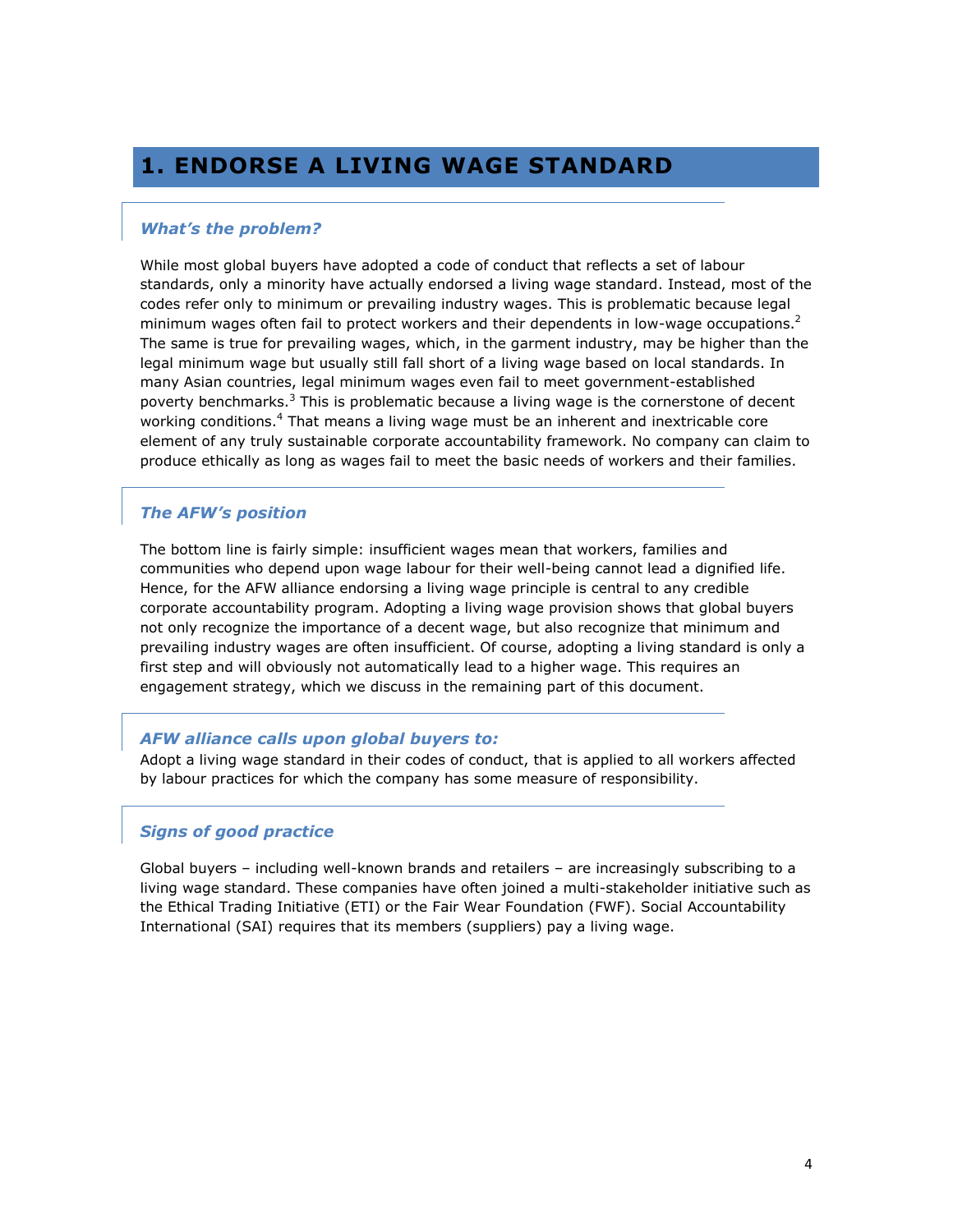# 1. ENDORSE A LIVING WAGE STANDARD

### *What's the problem?*

While most global buyers have adopted a code of conduct that reflects a set of labour standards, only a minority have actually endorsed a living wage standard. Instead, most of the codes refer only to minimum or prevailing industry wages. This is problematic because legal minimum wages often fail to protect workers and their dependents in low-wage occupations.[2] The same is true for prevailing wages, which, in the garment industry, may be higher than the legal minimum wage but usually still fall short of a living wage based on local standards. In many Asian countries, legal minimum wages even fail to meet government-established poverty benchmarks.[3] This is problematic because a living wage is the cornerstone of decent working conditions.[4] That means a living wage must be an inherent and inextricable core element of any truly sustainable corporate accountability framework. No company can claim to produce ethically as long as wages fail to meet the basic needs of workers and their families.

### *The AFW's position*

The bottom line is fairly simple: insufficient wages mean that workers, families and communities who depend upon wage labour for their well-being cannot lead a dignified life. Hence, for the AFW alliance endorsing a living wage principle is central to any credible corporate accountability program. Adopting a living wage provision shows that global buyers not only recognize the importance of a decent wage, but also recognize that minimum and prevailing industry wages are often insufficient. Of course, adopting a living standard is only a first step and will obviously not automatically lead to a higher wage. This requires an engagement strategy, which we discuss in the remaining part of this document.

### *AFW alliance calls upon global buyers to:*

Adopt a living wage standard in their codes of conduct, that is applied to all workers affected by labour practices for which the company has some measure of responsibility.

### *Signs of good practice*

Global buyers – including well-known brands and retailers – are increasingly subscribing to a living wage standard. These companies have often joined a multi-stakeholder initiative such as the Ethical Trading Initiative (ETI) or the Fair Wear Foundation (FWF). Social Accountability International (SAI) requires that its members (suppliers) pay a living wage.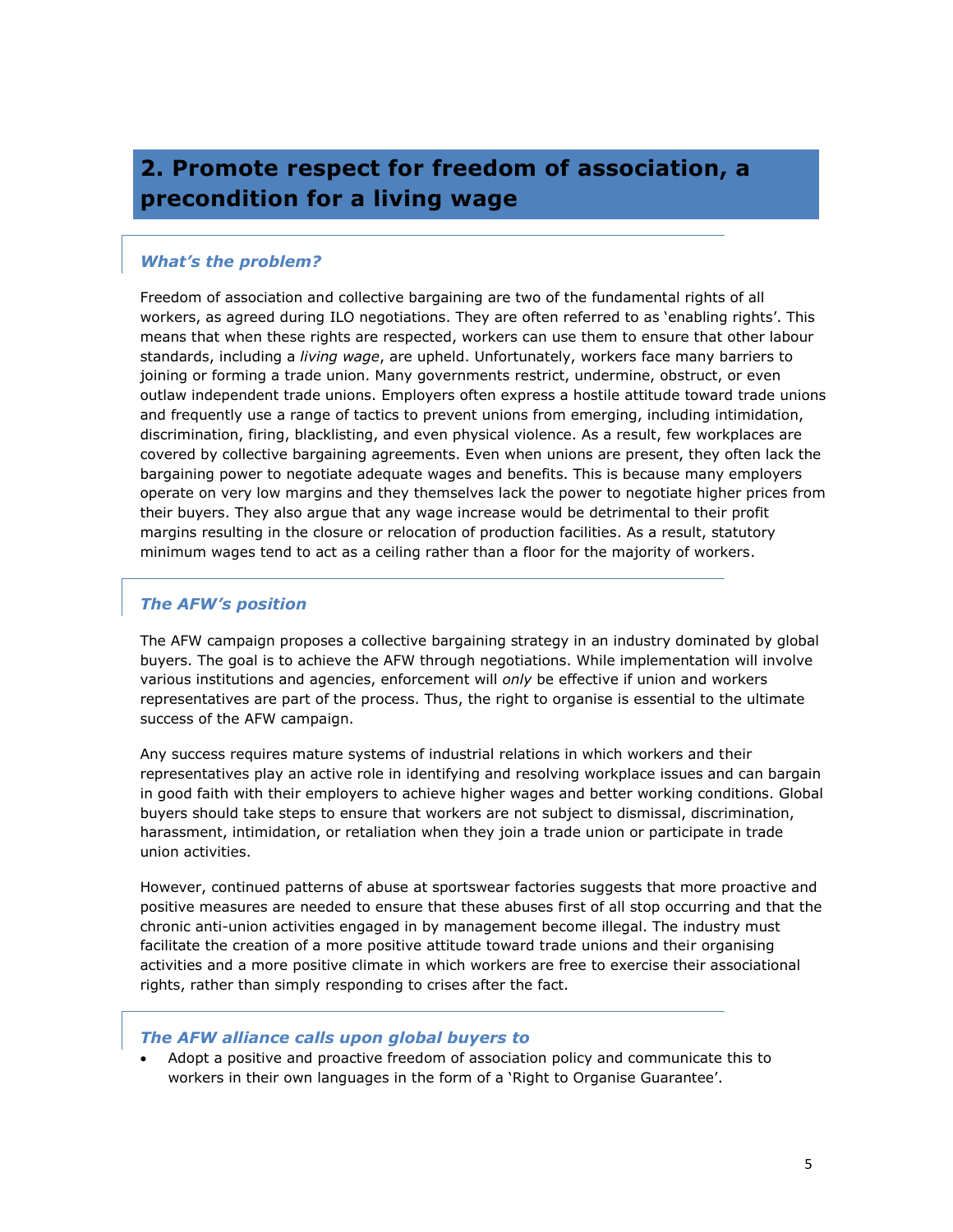## 2. Promote respect for freedom of association, a precondition for a living wage

### *What's the problem?*

Freedom of association and collective bargaining are two of the fundamental rights of all workers, as agreed during ILO negotiations. They are often referred to as 'enabling rights'. This means that when these rights are respected, workers can use them to ensure that other labour standards, including a *living wage*, are upheld. Unfortunately, workers face many barriers to joining or forming a trade union. Many governments restrict, undermine, obstruct, or even outlaw independent trade unions. Employers often express a hostile attitude toward trade unions and frequently use a range of tactics to prevent unions from emerging, including intimidation, discrimination, firing, blacklisting, and even physical violence. As a result, few workplaces are covered by collective bargaining agreements. Even when unions are present, they often lack the bargaining power to negotiate adequate wages and benefits. This is because many employers operate on very low margins and they themselves lack the power to negotiate higher prices from their buyers. They also argue that any wage increase would be detrimental to their profit margins resulting in the closure or relocation of production facilities. As a result, statutory minimum wages tend to act as a ceiling rather than a floor for the majority of workers.

### *The AFW's position*

The AFW campaign proposes a collective bargaining strategy in an industry dominated by global buyers. The goal is to achieve the AFW through negotiations. While implementation will involve various institutions and agencies, enforcement will *only* be effective if union and workers representatives are part of the process. Thus, the right to organise is essential to the ultimate success of the AFW campaign.

Any success requires mature systems of industrial relations in which workers and their representatives play an active role in identifying and resolving workplace issues and can bargain in good faith with their employers to achieve higher wages and better working conditions. Global buyers should take steps to ensure that workers are not subject to dismissal, discrimination, harassment, intimidation, or retaliation when they join a trade union or participate in trade union activities.

However, continued patterns of abuse at sportswear factories suggests that more proactive and positive measures are needed to ensure that these abuses first of all stop occurring and that the chronic anti-union activities engaged in by management become illegal. The industry must facilitate the creation of a more positive attitude toward trade unions and their organising activities and a more positive climate in which workers are free to exercise their associational rights, rather than simply responding to crises after the fact.

### *The AFW alliance calls upon global buyers to*

- Adopt a positive and proactive freedom of association policy and communicate this to workers in their own languages in the form of a 'Right to Organise Guarantee'.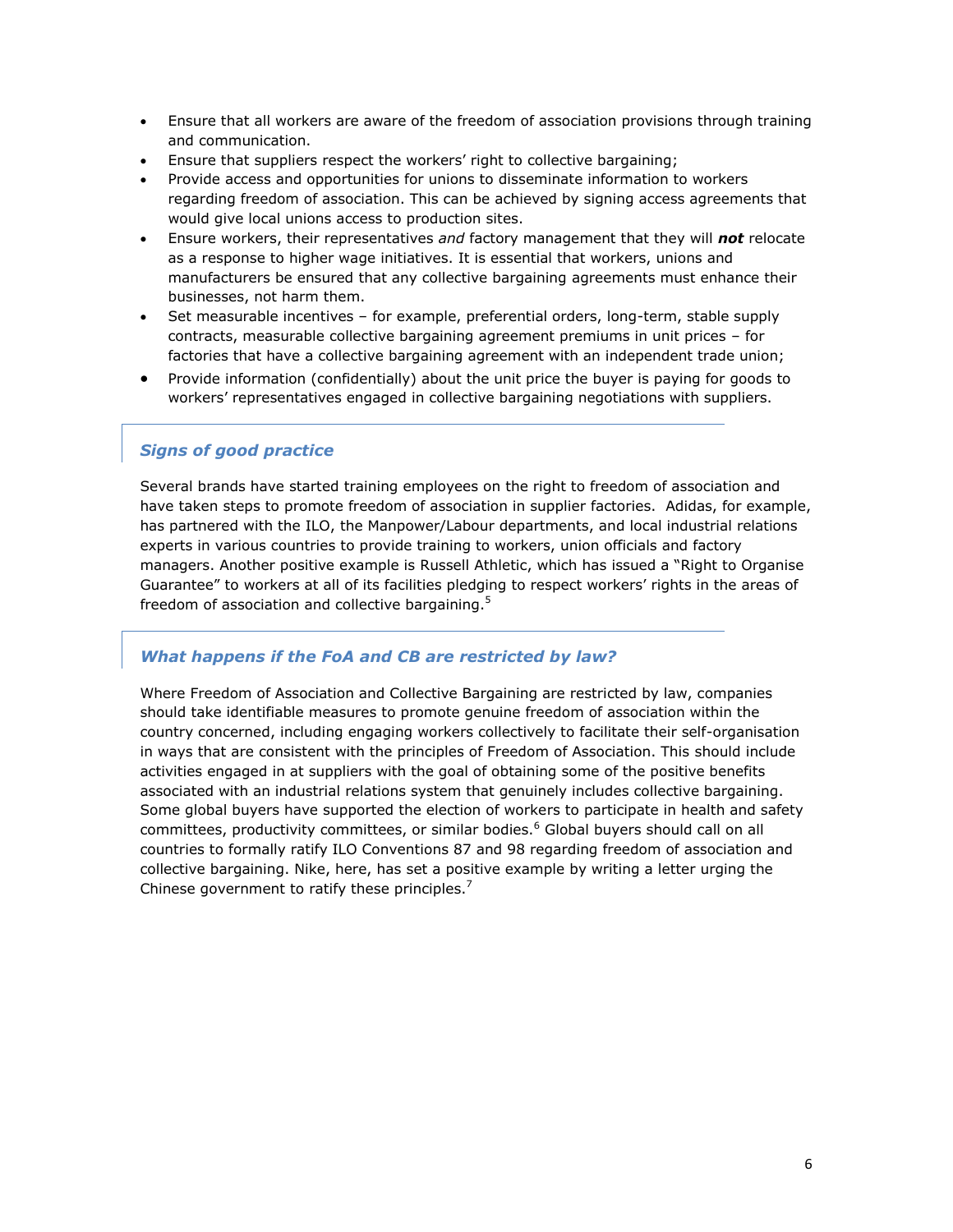- Ensure that all workers are aware of the freedom of association provisions through training and communication.
- Ensure that suppliers respect the workers' right to collective bargaining;
- Provide access and opportunities for unions to disseminate information to workers regarding freedom of association. This can be achieved by signing access agreements that would give local unions access to production sites.
- Ensure workers, their representatives *and* factory management that they will ***not*** relocate as a response to higher wage initiatives. It is essential that workers, unions and manufacturers be ensured that any collective bargaining agreements must enhance their businesses, not harm them.
- Set measurable incentives – for example, preferential orders, long-term, stable supply contracts, measurable collective bargaining agreement premiums in unit prices – for factories that have a collective bargaining agreement with an independent trade union;
- Provide information (confidentially) about the unit price the buyer is paying for goods to workers' representatives engaged in collective bargaining negotiations with suppliers.

### *Signs of good practice*

Several brands have started training employees on the right to freedom of association and have taken steps to promote freedom of association in supplier factories. Adidas, for example, has partnered with the ILO, the Manpower/Labour departments, and local industrial relations experts in various countries to provide training to workers, union officials and factory managers. Another positive example is Russell Athletic, which has issued a "Right to Organise Guarantee" to workers at all of its facilities pledging to respect workers' rights in the areas of freedom of association and collective bargaining.[5]

### *What happens if the FoA and CB are restricted by law?*

Where Freedom of Association and Collective Bargaining are restricted by law, companies should take identifiable measures to promote genuine freedom of association within the country concerned, including engaging workers collectively to facilitate their self-organisation in ways that are consistent with the principles of Freedom of Association. This should include activities engaged in at suppliers with the goal of obtaining some of the positive benefits associated with an industrial relations system that genuinely includes collective bargaining. Some global buyers have supported the election of workers to participate in health and safety committees, productivity committees, or similar bodies.[6] Global buyers should call on all countries to formally ratify ILO Conventions 87 and 98 regarding freedom of association and collective bargaining. Nike, here, has set a positive example by writing a letter urging the Chinese government to ratify these principles.[7]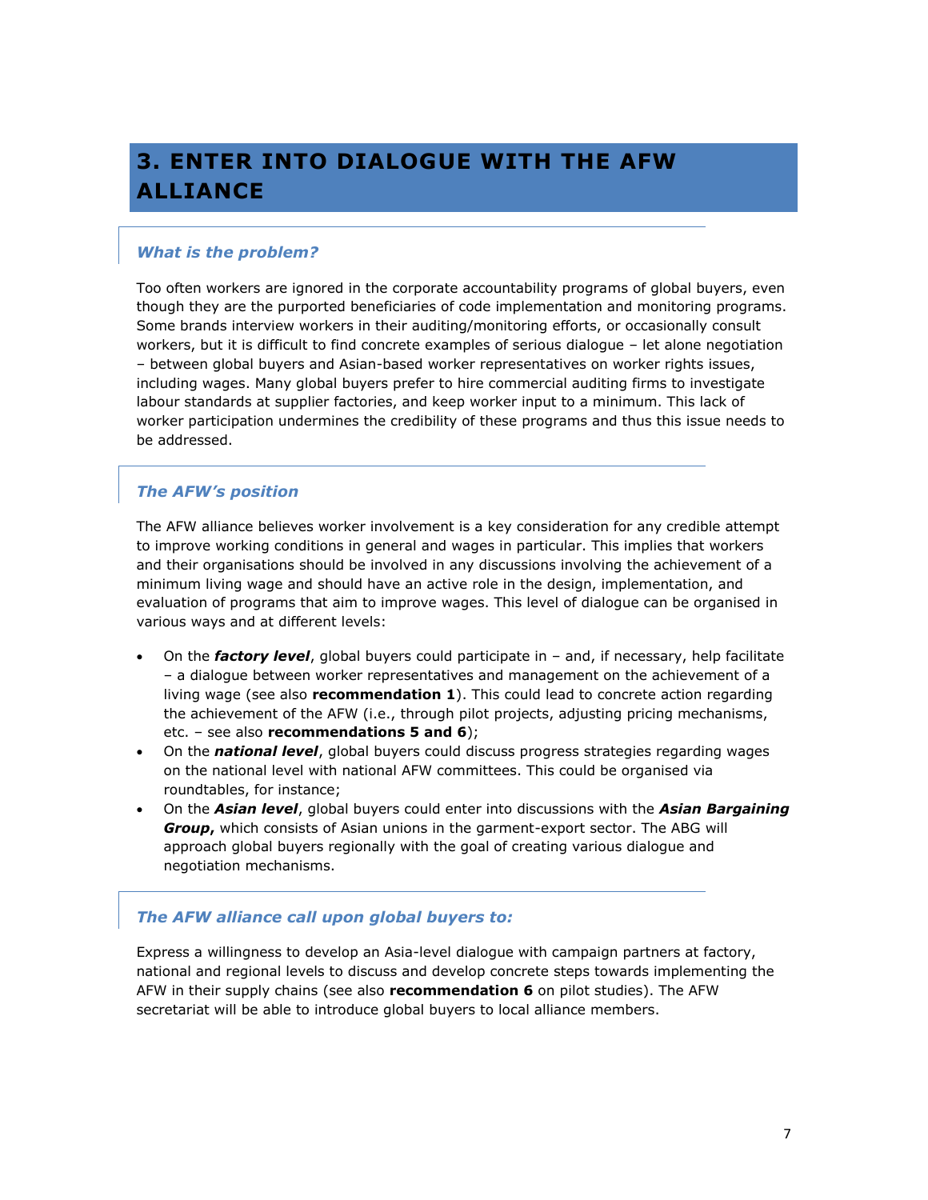## 3. ENTER INTO DIALOGUE WITH THE AFW ALLIANCE

### *What is the problem?*

Too often workers are ignored in the corporate accountability programs of global buyers, even though they are the purported beneficiaries of code implementation and monitoring programs. Some brands interview workers in their auditing/monitoring efforts, or occasionally consult workers, but it is difficult to find concrete examples of serious dialogue – let alone negotiation – between global buyers and Asian-based worker representatives on worker rights issues, including wages. Many global buyers prefer to hire commercial auditing firms to investigate labour standards at supplier factories, and keep worker input to a minimum. This lack of worker participation undermines the credibility of these programs and thus this issue needs to be addressed.

### *The AFW's position*

The AFW alliance believes worker involvement is a key consideration for any credible attempt to improve working conditions in general and wages in particular. This implies that workers and their organisations should be involved in any discussions involving the achievement of a minimum living wage and should have an active role in the design, implementation, and evaluation of programs that aim to improve wages. This level of dialogue can be organised in various ways and at different levels:

- On the ***factory level***, global buyers could participate in – and, if necessary, help facilitate – a dialogue between worker representatives and management on the achievement of a living wage (see also **recommendation 1**). This could lead to concrete action regarding the achievement of the AFW (i.e., through pilot projects, adjusting pricing mechanisms, etc. – see also **recommendations 5 and 6**);
- On the ***national level***, global buyers could discuss progress strategies regarding wages on the national level with national AFW committees. This could be organised via roundtables, for instance;
- On the ***Asian level***, global buyers could enter into discussions with the ***Asian Bargaining Group*,** which consists of Asian unions in the garment-export sector. The ABG will approach global buyers regionally with the goal of creating various dialogue and negotiation mechanisms.

### *The AFW alliance call upon global buyers to:*

Express a willingness to develop an Asia-level dialogue with campaign partners at factory, national and regional levels to discuss and develop concrete steps towards implementing the AFW in their supply chains (see also **recommendation 6** on pilot studies). The AFW secretariat will be able to introduce global buyers to local alliance members.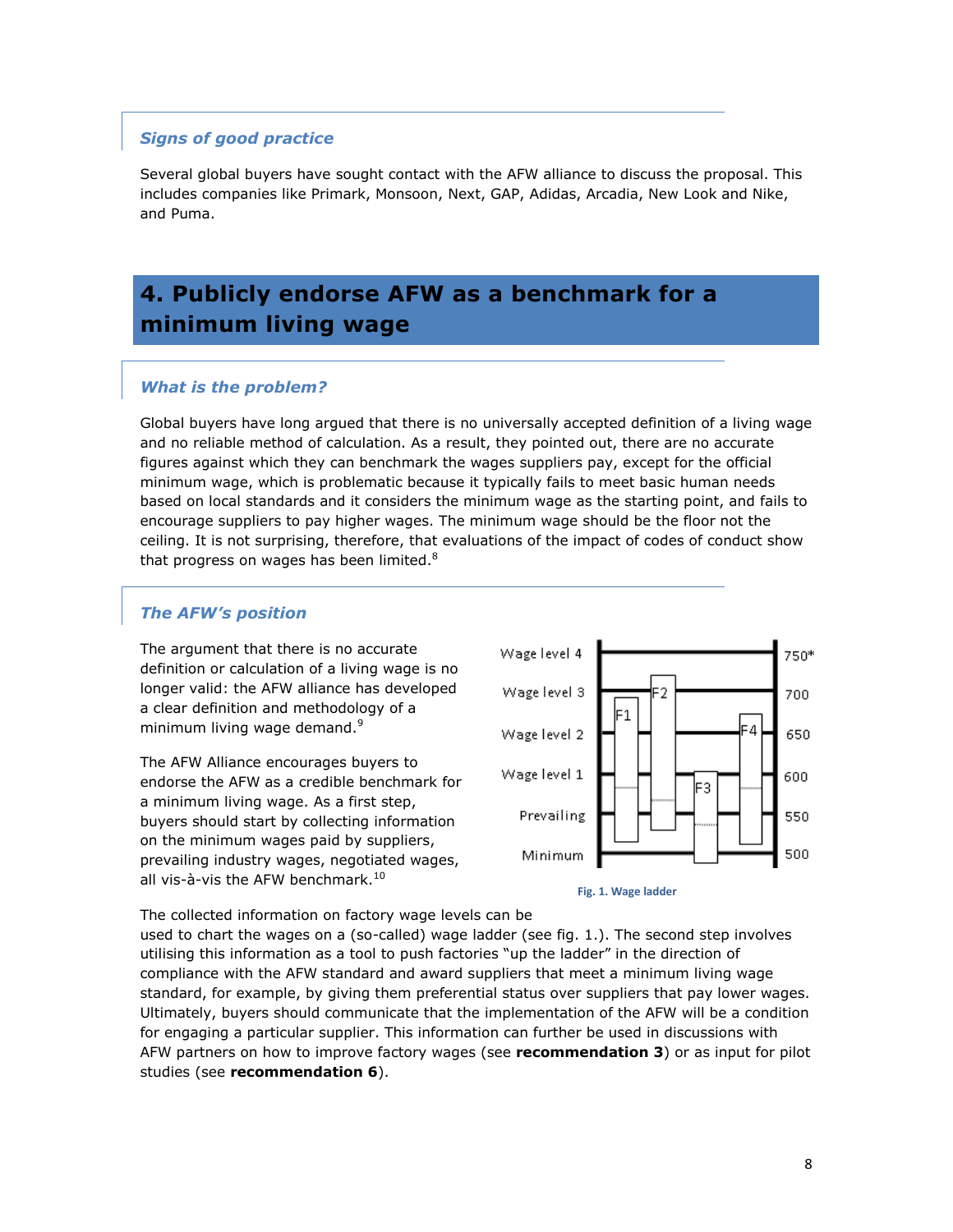### *Signs of good practice*

Several global buyers have sought contact with the AFW alliance to discuss the proposal. This includes companies like Primark, Monsoon, Next, GAP, Adidas, Arcadia, New Look and Nike, and Puma.

## 4. Publicly endorse AFW as a benchmark for a minimum living wage

### *What is the problem?*

Global buyers have long argued that there is no universally accepted definition of a living wage and no reliable method of calculation. As a result, they pointed out, there are no accurate figures against which they can benchmark the wages suppliers pay, except for the official minimum wage, which is problematic because it typically fails to meet basic human needs based on local standards and it considers the minimum wage as the starting point, and fails to encourage suppliers to pay higher wages. The minimum wage should be the floor not the ceiling. It is not surprising, therefore, that evaluations of the impact of codes of conduct show that progress on wages has been limited.[8]

### *The AFW's position*

The argument that there is no accurate definition or calculation of a living wage is no longer valid: the AFW alliance has developed a clear definition and methodology of a minimum living wage demand.[9]

The AFW Alliance encourages buyers to endorse the AFW as a credible benchmark for a minimum living wage. As a first step, buyers should start by collecting information on the minimum wages paid by suppliers, prevailing industry wages, negotiated wages, all vis-à-vis the AFW benchmark.[10]

Fig. 1. Wage ladder

The collected information on factory wage levels can be used to chart the wages on a (so-called) wage ladder (see fig. 1.). The second step involves utilising this information as a tool to push factories "up the ladder" in the direction of compliance with the AFW standard and award suppliers that meet a minimum living wage standard, for example, by giving them preferential status over suppliers that pay lower wages. Ultimately, buyers should communicate that the implementation of the AFW will be a condition for engaging a particular supplier. This information can further be used in discussions with AFW partners on how to improve factory wages (see **recommendation 3**) or as input for pilot studies (see **recommendation 6**).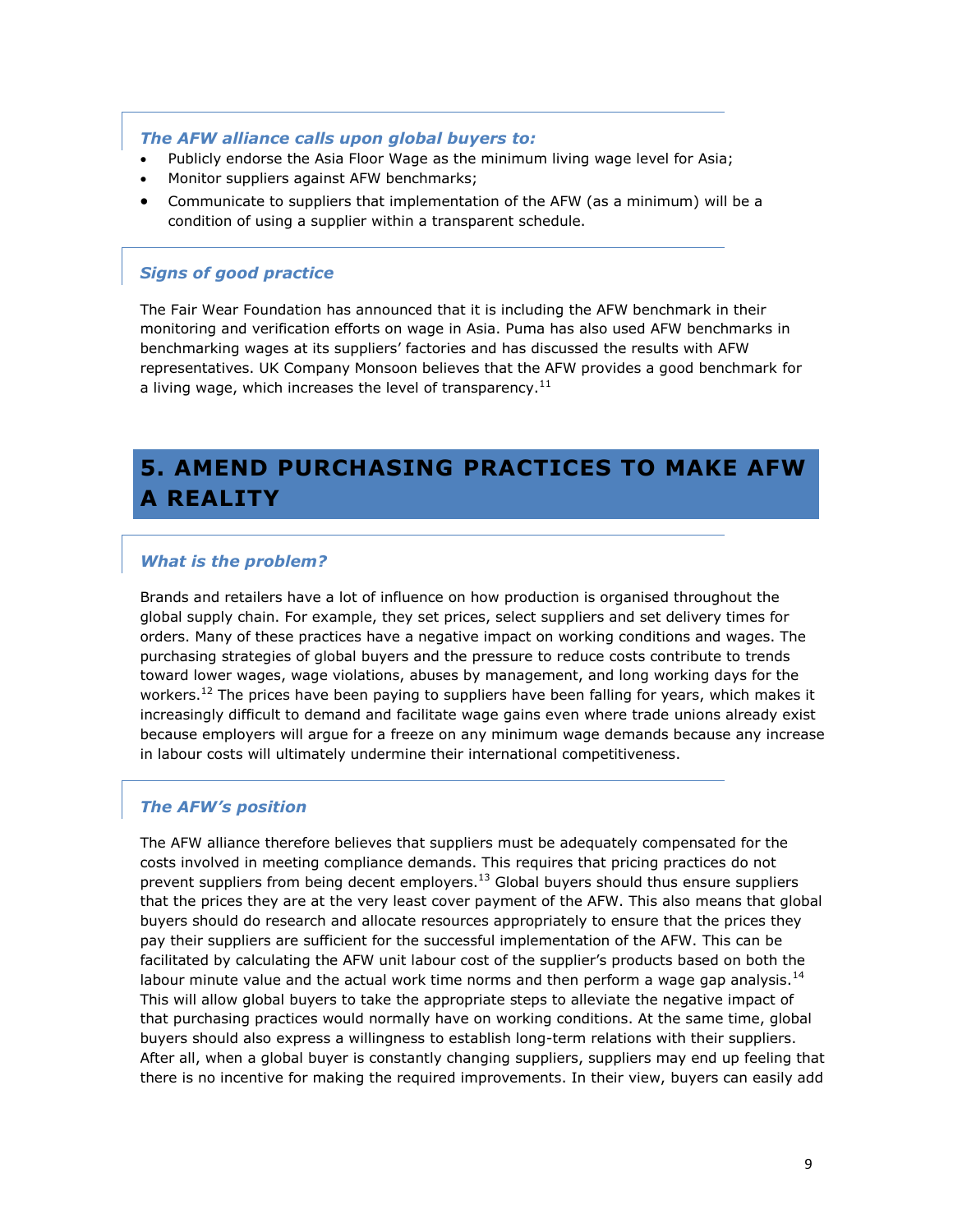### *The AFW alliance calls upon global buyers to:*

- Publicly endorse the Asia Floor Wage as the minimum living wage level for Asia;
- Monitor suppliers against AFW benchmarks;
- Communicate to suppliers that implementation of the AFW (as a minimum) will be a condition of using a supplier within a transparent schedule.

### *Signs of good practice*

The Fair Wear Foundation has announced that it is including the AFW benchmark in their monitoring and verification efforts on wage in Asia. Puma has also used AFW benchmarks in benchmarking wages at its suppliers' factories and has discussed the results with AFW representatives. UK Company Monsoon believes that the AFW provides a good benchmark for a living wage, which increases the level of transparency.[11]

## 5. AMEND PURCHASING PRACTICES TO MAKE AFW A REALITY

### *What is the problem?*

Brands and retailers have a lot of influence on how production is organised throughout the global supply chain. For example, they set prices, select suppliers and set delivery times for orders. Many of these practices have a negative impact on working conditions and wages. The purchasing strategies of global buyers and the pressure to reduce costs contribute to trends toward lower wages, wage violations, abuses by management, and long working days for the workers.[12] The prices have been paying to suppliers have been falling for years, which makes it increasingly difficult to demand and facilitate wage gains even where trade unions already exist because employers will argue for a freeze on any minimum wage demands because any increase in labour costs will ultimately undermine their international competitiveness.

### *The AFW's position*

The AFW alliance therefore believes that suppliers must be adequately compensated for the costs involved in meeting compliance demands. This requires that pricing practices do not prevent suppliers from being decent employers.[13] Global buyers should thus ensure suppliers that the prices they are at the very least cover payment of the AFW. This also means that global buyers should do research and allocate resources appropriately to ensure that the prices they pay their suppliers are sufficient for the successful implementation of the AFW. This can be facilitated by calculating the AFW unit labour cost of the supplier's products based on both the labour minute value and the actual work time norms and then perform a wage gap analysis.[14] This will allow global buyers to take the appropriate steps to alleviate the negative impact of that purchasing practices would normally have on working conditions. At the same time, global buyers should also express a willingness to establish long-term relations with their suppliers. After all, when a global buyer is constantly changing suppliers, suppliers may end up feeling that there is no incentive for making the required improvements. In their view, buyers can easily add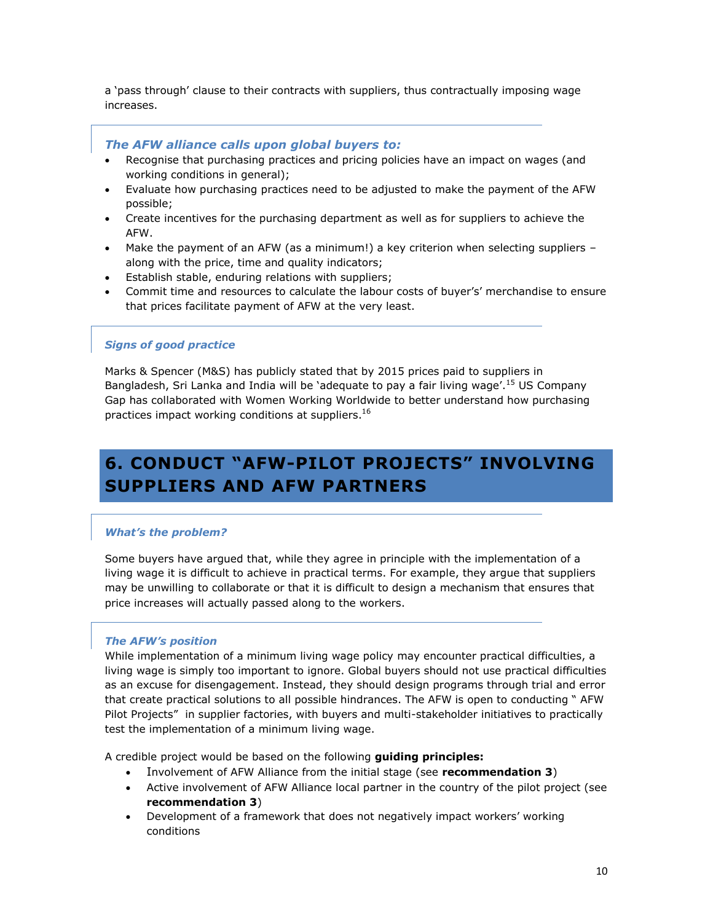a 'pass through' clause to their contracts with suppliers, thus contractually imposing wage increases.

### *The AFW alliance calls upon global buyers to:*

- Recognise that purchasing practices and pricing policies have an impact on wages (and working conditions in general);
- Evaluate how purchasing practices need to be adjusted to make the payment of the AFW possible;
- Create incentives for the purchasing department as well as for suppliers to achieve the AFW.
- Make the payment of an AFW (as a minimum!) a key criterion when selecting suppliers – along with the price, time and quality indicators;
- Establish stable, enduring relations with suppliers;
- Commit time and resources to calculate the labour costs of buyer's' merchandise to ensure that prices facilitate payment of AFW at the very least.

### *Signs of good practice*

Marks & Spencer (M&S) has publicly stated that by 2015 prices paid to suppliers in Bangladesh, Sri Lanka and India will be 'adequate to pay a fair living wage'.[15] US Company Gap has collaborated with Women Working Worldwide to better understand how purchasing practices impact working conditions at suppliers.[16]

## 6. CONDUCT "AFW-PILOT PROJECTS" INVOLVING SUPPLIERS AND AFW PARTNERS

### *What's the problem?*

Some buyers have argued that, while they agree in principle with the implementation of a living wage it is difficult to achieve in practical terms. For example, they argue that suppliers may be unwilling to collaborate or that it is difficult to design a mechanism that ensures that price increases will actually passed along to the workers.

### *The AFW's position*

While implementation of a minimum living wage policy may encounter practical difficulties, a living wage is simply too important to ignore. Global buyers should not use practical difficulties as an excuse for disengagement. Instead, they should design programs through trial and error that create practical solutions to all possible hindrances. The AFW is open to conducting " AFW Pilot Projects" in supplier factories, with buyers and multi-stakeholder initiatives to practically test the implementation of a minimum living wage.

A credible project would be based on the following **guiding principles:**

- Involvement of AFW Alliance from the initial stage (see **recommendation 3**)
- Active involvement of AFW Alliance local partner in the country of the pilot project (see **recommendation 3**)
- Development of a framework that does not negatively impact workers' working conditions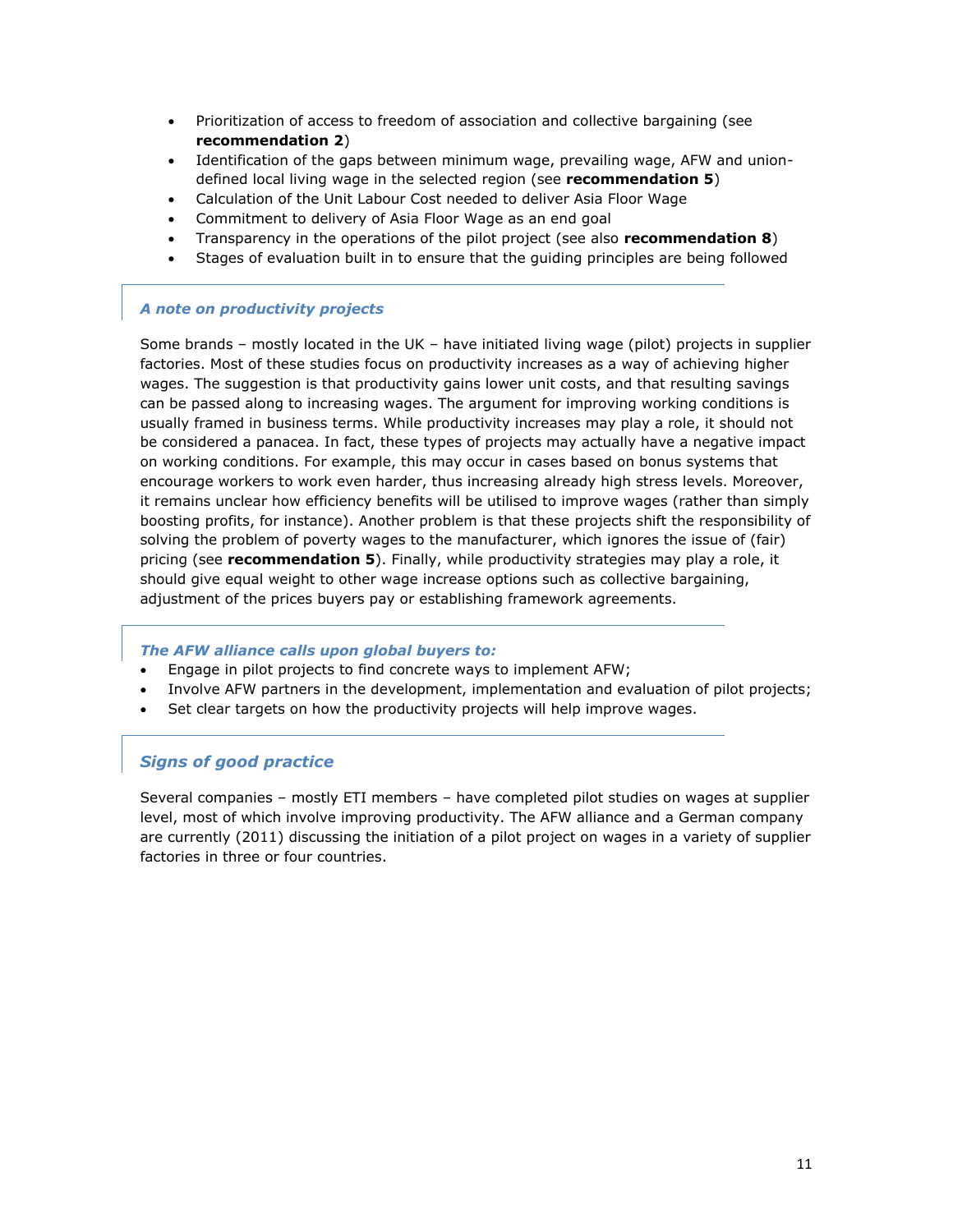- Prioritization of access to freedom of association and collective bargaining (see **recommendation 2**)
- Identification of the gaps between minimum wage, prevailing wage, AFW and union-defined local living wage in the selected region (see **recommendation 5**)
- Calculation of the Unit Labour Cost needed to deliver Asia Floor Wage
- Commitment to delivery of Asia Floor Wage as an end goal
- Transparency in the operations of the pilot project (see also **recommendation 8**)
- Stages of evaluation built in to ensure that the guiding principles are being followed

### *A note on productivity projects*

Some brands – mostly located in the UK – have initiated living wage (pilot) projects in supplier factories. Most of these studies focus on productivity increases as a way of achieving higher wages. The suggestion is that productivity gains lower unit costs, and that resulting savings can be passed along to increasing wages. The argument for improving working conditions is usually framed in business terms. While productivity increases may play a role, it should not be considered a panacea. In fact, these types of projects may actually have a negative impact on working conditions. For example, this may occur in cases based on bonus systems that encourage workers to work even harder, thus increasing already high stress levels. Moreover, it remains unclear how efficiency benefits will be utilised to improve wages (rather than simply boosting profits, for instance). Another problem is that these projects shift the responsibility of solving the problem of poverty wages to the manufacturer, which ignores the issue of (fair) pricing (see **recommendation 5**). Finally, while productivity strategies may play a role, it should give equal weight to other wage increase options such as collective bargaining, adjustment of the prices buyers pay or establishing framework agreements.

### *The AFW alliance calls upon global buyers to:*

- Engage in pilot projects to find concrete ways to implement AFW;
- Involve AFW partners in the development, implementation and evaluation of pilot projects;
- Set clear targets on how the productivity projects will help improve wages.

### *Signs of good practice*

Several companies – mostly ETI members – have completed pilot studies on wages at supplier level, most of which involve improving productivity. The AFW alliance and a German company are currently (2011) discussing the initiation of a pilot project on wages in a variety of supplier factories in three or four countries.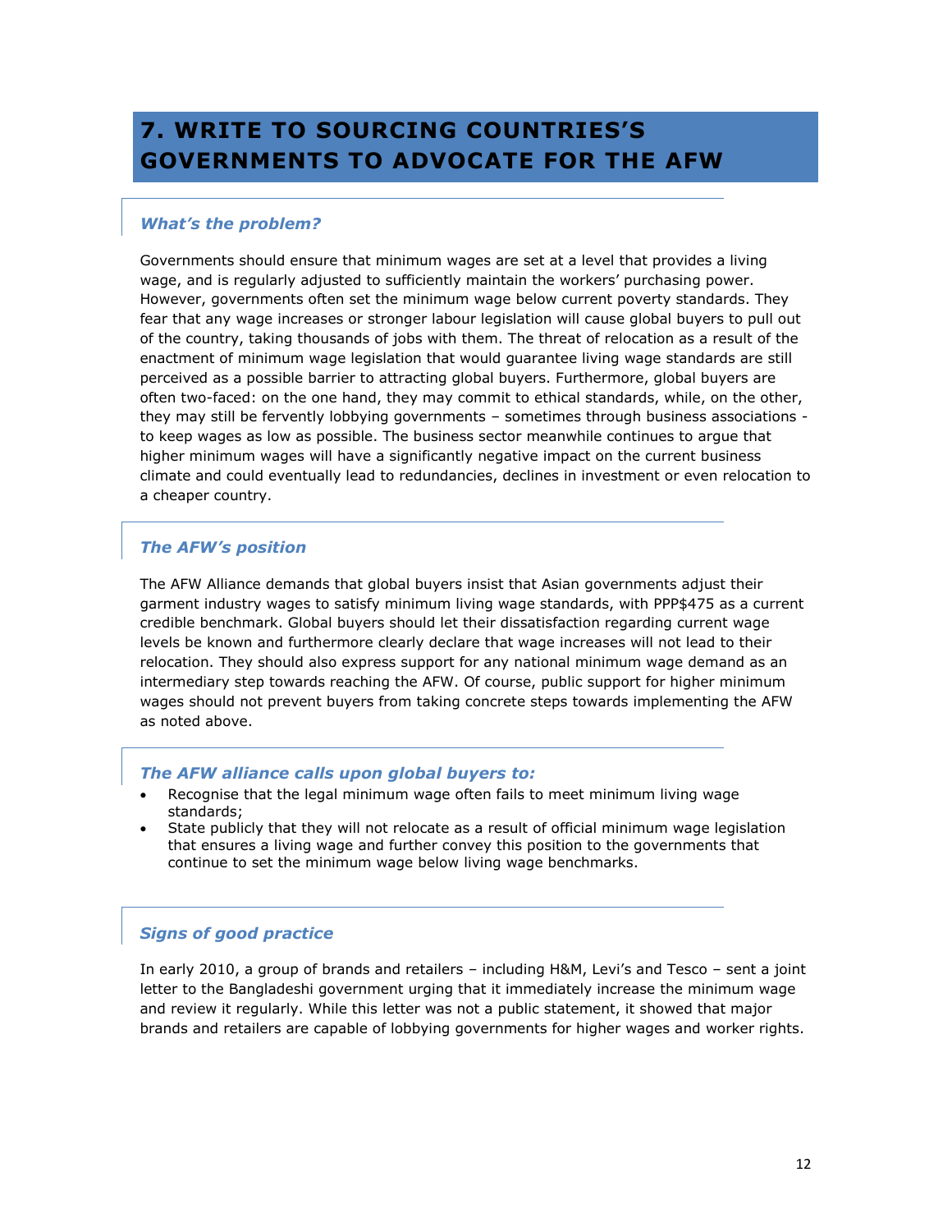## 7. WRITE TO SOURCING COUNTRIES'S GOVERNMENTS TO ADVOCATE FOR THE AFW

### *What's the problem?*

Governments should ensure that minimum wages are set at a level that provides a living wage, and is regularly adjusted to sufficiently maintain the workers' purchasing power. However, governments often set the minimum wage below current poverty standards. They fear that any wage increases or stronger labour legislation will cause global buyers to pull out of the country, taking thousands of jobs with them. The threat of relocation as a result of the enactment of minimum wage legislation that would guarantee living wage standards are still perceived as a possible barrier to attracting global buyers. Furthermore, global buyers are often two-faced: on the one hand, they may commit to ethical standards, while, on the other, they may still be fervently lobbying governments – sometimes through business associations - to keep wages as low as possible. The business sector meanwhile continues to argue that higher minimum wages will have a significantly negative impact on the current business climate and could eventually lead to redundancies, declines in investment or even relocation to a cheaper country.

### *The AFW's position*

The AFW Alliance demands that global buyers insist that Asian governments adjust their garment industry wages to satisfy minimum living wage standards, with PPP$475 as a current credible benchmark. Global buyers should let their dissatisfaction regarding current wage levels be known and furthermore clearly declare that wage increases will not lead to their relocation. They should also express support for any national minimum wage demand as an intermediary step towards reaching the AFW. Of course, public support for higher minimum wages should not prevent buyers from taking concrete steps towards implementing the AFW as noted above.

### *The AFW alliance calls upon global buyers to:*

- Recognise that the legal minimum wage often fails to meet minimum living wage standards;
- State publicly that they will not relocate as a result of official minimum wage legislation that ensures a living wage and further convey this position to the governments that continue to set the minimum wage below living wage benchmarks.

### *Signs of good practice*

In early 2010, a group of brands and retailers – including H&M, Levi's and Tesco – sent a joint letter to the Bangladeshi government urging that it immediately increase the minimum wage and review it regularly. While this letter was not a public statement, it showed that major brands and retailers are capable of lobbying governments for higher wages and worker rights.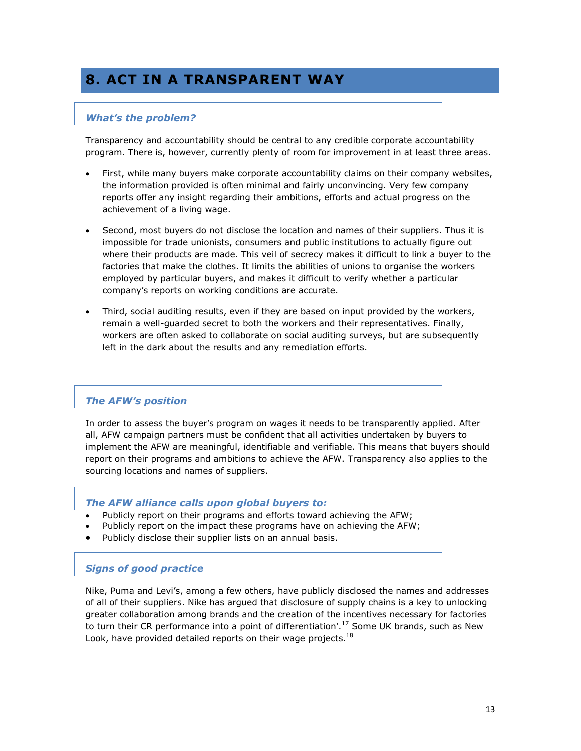# 8. ACT IN A TRANSPARENT WAY

### *What's the problem?*

Transparency and accountability should be central to any credible corporate accountability program. There is, however, currently plenty of room for improvement in at least three areas.

- First, while many buyers make corporate accountability claims on their company websites, the information provided is often minimal and fairly unconvincing. Very few company reports offer any insight regarding their ambitions, efforts and actual progress on the achievement of a living wage.

- Second, most buyers do not disclose the location and names of their suppliers. Thus it is impossible for trade unionists, consumers and public institutions to actually figure out where their products are made. This veil of secrecy makes it difficult to link a buyer to the factories that make the clothes. It limits the abilities of unions to organise the workers employed by particular buyers, and makes it difficult to verify whether a particular company's reports on working conditions are accurate.

- Third, social auditing results, even if they are based on input provided by the workers, remain a well-guarded secret to both the workers and their representatives. Finally, workers are often asked to collaborate on social auditing surveys, but are subsequently left in the dark about the results and any remediation efforts.

### *The AFW's position*

In order to assess the buyer's program on wages it needs to be transparently applied. After all, AFW campaign partners must be confident that all activities undertaken by buyers to implement the AFW are meaningful, identifiable and verifiable. This means that buyers should report on their programs and ambitions to achieve the AFW. Transparency also applies to the sourcing locations and names of suppliers.

### *The AFW alliance calls upon global buyers to:*

- Publicly report on their programs and efforts toward achieving the AFW;
- Publicly report on the impact these programs have on achieving the AFW;
- Publicly disclose their supplier lists on an annual basis.

### *Signs of good practice*

Nike, Puma and Levi's, among a few others, have publicly disclosed the names and addresses of all of their suppliers. Nike has argued that disclosure of supply chains is a key to unlocking greater collaboration among brands and the creation of the incentives necessary for factories to turn their CR performance into a point of differentiation'.[17] Some UK brands, such as New Look, have provided detailed reports on their wage projects.[18]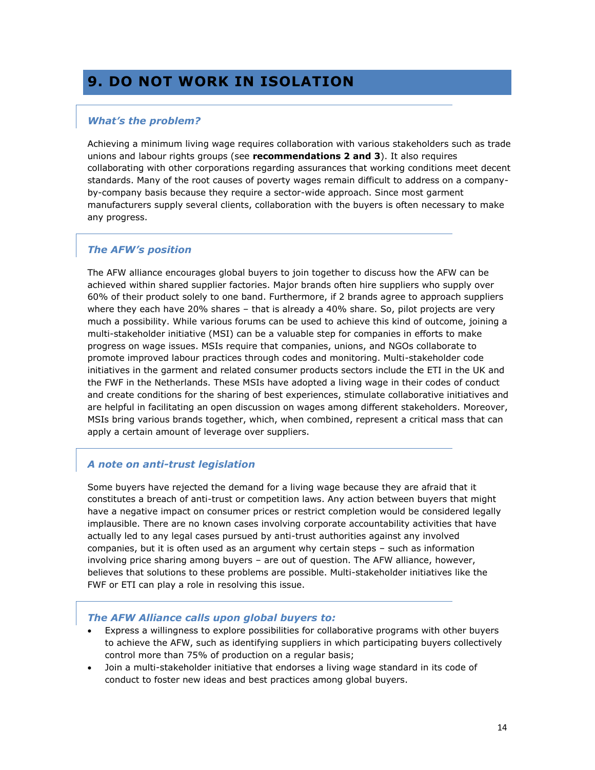# 9. DO NOT WORK IN ISOLATION

### *What's the problem?*

Achieving a minimum living wage requires collaboration with various stakeholders such as trade unions and labour rights groups (see **recommendations 2 and 3**). It also requires collaborating with other corporations regarding assurances that working conditions meet decent standards. Many of the root causes of poverty wages remain difficult to address on a company-by-company basis because they require a sector-wide approach. Since most garment manufacturers supply several clients, collaboration with the buyers is often necessary to make any progress.

### *The AFW's position*

The AFW alliance encourages global buyers to join together to discuss how the AFW can be achieved within shared supplier factories. Major brands often hire suppliers who supply over 60% of their product solely to one band. Furthermore, if 2 brands agree to approach suppliers where they each have 20% shares – that is already a 40% share. So, pilot projects are very much a possibility. While various forums can be used to achieve this kind of outcome, joining a multi-stakeholder initiative (MSI) can be a valuable step for companies in efforts to make progress on wage issues. MSIs require that companies, unions, and NGOs collaborate to promote improved labour practices through codes and monitoring. Multi-stakeholder code initiatives in the garment and related consumer products sectors include the ETI in the UK and the FWF in the Netherlands. These MSIs have adopted a living wage in their codes of conduct and create conditions for the sharing of best experiences, stimulate collaborative initiatives and are helpful in facilitating an open discussion on wages among different stakeholders. Moreover, MSIs bring various brands together, which, when combined, represent a critical mass that can apply a certain amount of leverage over suppliers.

### *A note on anti-trust legislation*

Some buyers have rejected the demand for a living wage because they are afraid that it constitutes a breach of anti-trust or competition laws. Any action between buyers that might have a negative impact on consumer prices or restrict completion would be considered legally implausible. There are no known cases involving corporate accountability activities that have actually led to any legal cases pursued by anti-trust authorities against any involved companies, but it is often used as an argument why certain steps – such as information involving price sharing among buyers – are out of question. The AFW alliance, however, believes that solutions to these problems are possible. Multi-stakeholder initiatives like the FWF or ETI can play a role in resolving this issue.

### *The AFW Alliance calls upon global buyers to:*

- Express a willingness to explore possibilities for collaborative programs with other buyers to achieve the AFW, such as identifying suppliers in which participating buyers collectively control more than 75% of production on a regular basis;
- Join a multi-stakeholder initiative that endorses a living wage standard in its code of conduct to foster new ideas and best practices among global buyers.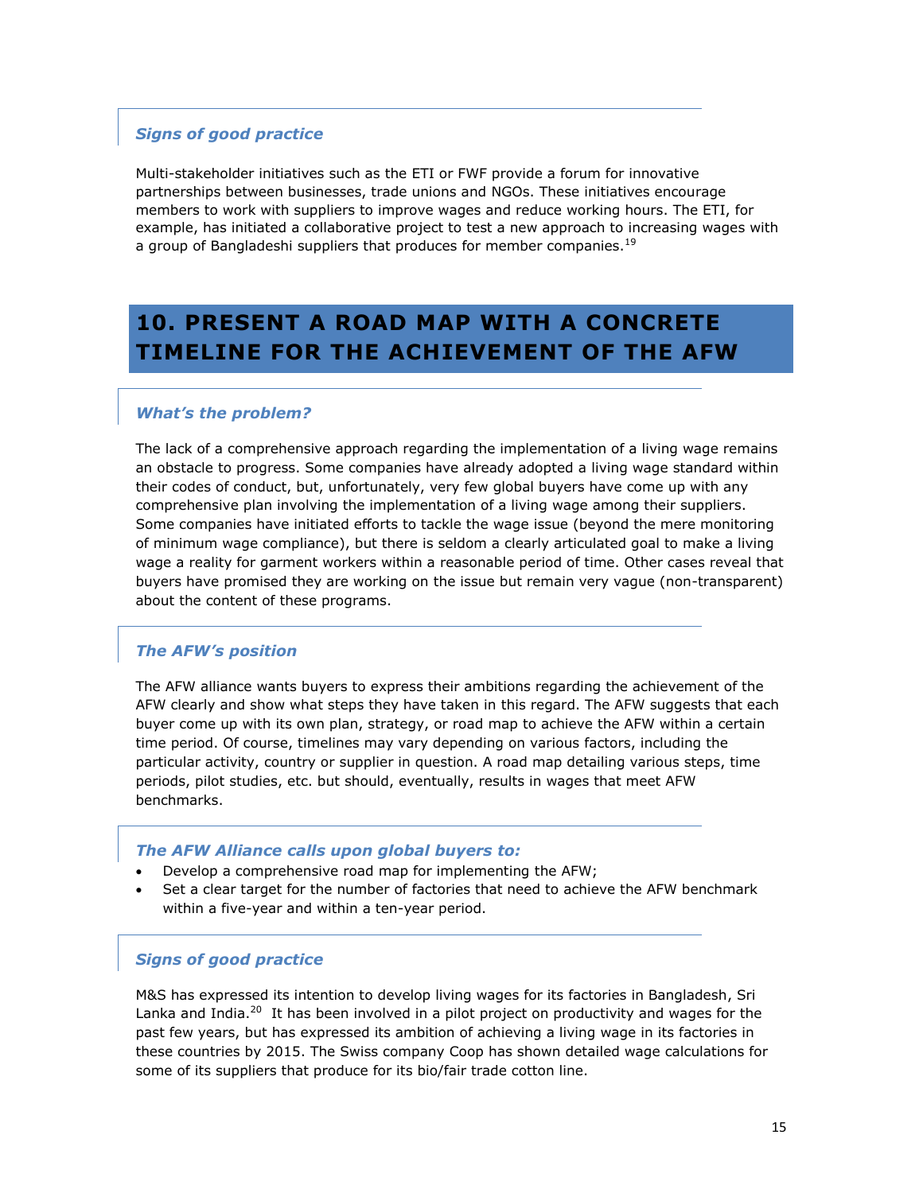### *Signs of good practice*

Multi-stakeholder initiatives such as the ETI or FWF provide a forum for innovative partnerships between businesses, trade unions and NGOs. These initiatives encourage members to work with suppliers to improve wages and reduce working hours. The ETI, for example, has initiated a collaborative project to test a new approach to increasing wages with a group of Bangladeshi suppliers that produces for member companies.[19]

## 10. PRESENT A ROAD MAP WITH A CONCRETE TIMELINE FOR THE ACHIEVEMENT OF THE AFW

### *What's the problem?*

The lack of a comprehensive approach regarding the implementation of a living wage remains an obstacle to progress. Some companies have already adopted a living wage standard within their codes of conduct, but, unfortunately, very few global buyers have come up with any comprehensive plan involving the implementation of a living wage among their suppliers. Some companies have initiated efforts to tackle the wage issue (beyond the mere monitoring of minimum wage compliance), but there is seldom a clearly articulated goal to make a living wage a reality for garment workers within a reasonable period of time. Other cases reveal that buyers have promised they are working on the issue but remain very vague (non-transparent) about the content of these programs.

### *The AFW's position*

The AFW alliance wants buyers to express their ambitions regarding the achievement of the AFW clearly and show what steps they have taken in this regard. The AFW suggests that each buyer come up with its own plan, strategy, or road map to achieve the AFW within a certain time period. Of course, timelines may vary depending on various factors, including the particular activity, country or supplier in question. A road map detailing various steps, time periods, pilot studies, etc. but should, eventually, results in wages that meet AFW benchmarks.

### *The AFW Alliance calls upon global buyers to:*

- Develop a comprehensive road map for implementing the AFW;
- Set a clear target for the number of factories that need to achieve the AFW benchmark within a five-year and within a ten-year period.

### *Signs of good practice*

M&S has expressed its intention to develop living wages for its factories in Bangladesh, Sri Lanka and India.[20] It has been involved in a pilot project on productivity and wages for the past few years, but has expressed its ambition of achieving a living wage in its factories in these countries by 2015. The Swiss company Coop has shown detailed wage calculations for some of its suppliers that produce for its bio/fair trade cotton line.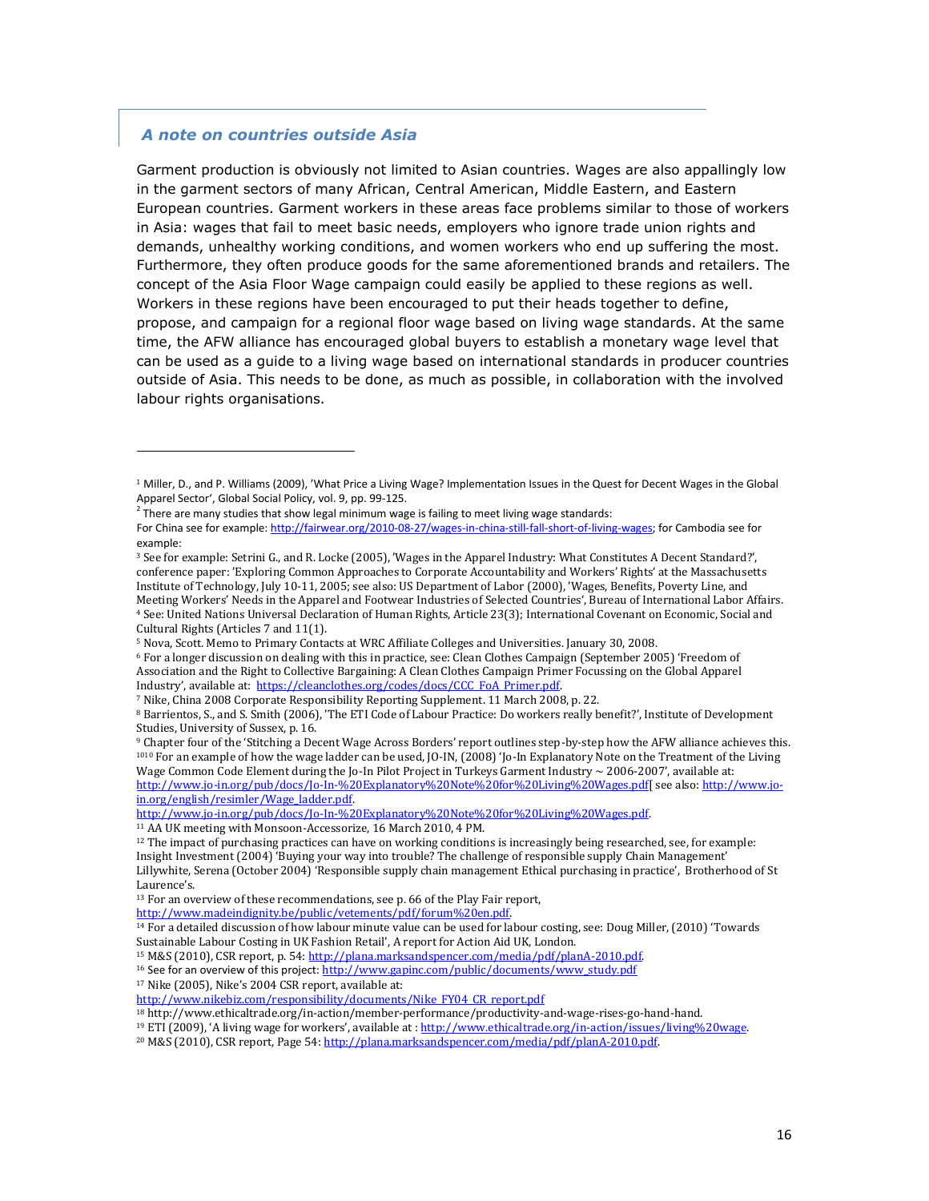### *A note on countries outside Asia*

Garment production is obviously not limited to Asian countries. Wages are also appallingly low in the garment sectors of many African, Central American, Middle Eastern, and Eastern European countries. Garment workers in these areas face problems similar to those of workers in Asia: wages that fail to meet basic needs, employers who ignore trade union rights and demands, unhealthy working conditions, and women workers who end up suffering the most. Furthermore, they often produce goods for the same aforementioned brands and retailers. The concept of the Asia Floor Wage campaign could easily be applied to these regions as well. Workers in these regions have been encouraged to put their heads together to define, propose, and campaign for a regional floor wage based on living wage standards. At the same time, the AFW alliance has encouraged global buyers to establish a monetary wage level that can be used as a guide to a living wage based on international standards in producer countries outside of Asia. This needs to be done, as much as possible, in collaboration with the involved labour rights organisations.

---

[1] Miller, D., and P. Williams (2009), 'What Price a Living Wage? Implementation Issues in the Quest for Decent Wages in the Global Apparel Sector', Global Social Policy, vol. 9, pp. 99-125.

[2] There are many studies that show legal minimum wage is failing to meet living wage standards:
For China see for example: http://fairwear.org/2010-08-27/wages-in-china-still-fall-short-of-living-wages; for Cambodia see for example:

[3] See for example: Setrini G., and R. Locke (2005), 'Wages in the Apparel Industry: What Constitutes A Decent Standard?', conference paper: 'Exploring Common Approaches to Corporate Accountability and Workers' Rights' at the Massachusetts Institute of Technology, July 10-11, 2005; see also: US Department of Labor (2000), 'Wages, Benefits, Poverty Line, and Meeting Workers' Needs in the Apparel and Footwear Industries of Selected Countries', Bureau of International Labor Affairs.

[4] See: United Nations Universal Declaration of Human Rights, Article 23(3); International Covenant on Economic, Social and Cultural Rights (Articles 7 and 11(1).

[5] Nova, Scott. Memo to Primary Contacts at WRC Affiliate Colleges and Universities. January 30, 2008.

[6] For a longer discussion on dealing with this in practice, see: Clean Clothes Campaign (September 2005) 'Freedom of Association and the Right to Collective Bargaining: A Clean Clothes Campaign Primer Focussing on the Global Apparel Industry', available at: https://cleanclothes.org/codes/docs/CCC_FoA_Primer.pdf.

[7] Nike, China 2008 Corporate Responsibility Reporting Supplement. 11 March 2008, p. 22.

[8] Barrientos, S., and S. Smith (2006), 'The ETI Code of Labour Practice: Do workers really benefit?', Institute of Development Studies, University of Sussex, p. 16.

[9] Chapter four of the 'Stitching a Decent Wage Across Borders' report outlines step-by-step how the AFW alliance achieves this.

[10] For an example of how the wage ladder can be used, JO-IN, (2008) 'Jo-In Explanatory Note on the Treatment of the Living Wage Common Code Element during the Jo-In Pilot Project in Turkeys Garment Industry ~ 2006-2007', available at: http://www.jo-in.org/pub/docs/Jo-In-%20Explanatory%20Note%20for%20Living%20Wages.pdf[ see also: http://www.jo-in.org/english/resimler/Wage_ladder.pdf.
http://www.jo-in.org/pub/docs/Jo-In-%20Explanatory%20Note%20for%20Living%20Wages.pdf.

[11] AA UK meeting with Monsoon-Accessorize, 16 March 2010, 4 PM.

[12] The impact of purchasing practices can have on working conditions is increasingly being researched, see, for example: Insight Investment (2004) 'Buying your way into trouble? The challenge of responsible supply Chain Management' Lillywhite, Serena (October 2004) 'Responsible supply chain management Ethical purchasing in practice', Brotherhood of St Laurence's.

[13] For an overview of these recommendations, see p. 66 of the Play Fair report, http://www.madeindignity.be/public/vetements/pdf/forum%20en.pdf.

[14] For a detailed discussion of how labour minute value can be used for labour costing, see: Doug Miller, (2010) 'Towards Sustainable Labour Costing in UK Fashion Retail', A report for Action Aid UK, London.

[15] M&S (2010), CSR report, p. 54: http://plana.marksandspencer.com/media/pdf/planA-2010.pdf.

[16] See for an overview of this project: http://www.gapinc.com/public/documents/www_study.pdf

[17] Nike (2005), Nike's 2004 CSR report, available at: http://www.nikebiz.com/responsibility/documents/Nike_FY04_CR_report.pdf

[18] http://www.ethicaltrade.org/in-action/member-performance/productivity-and-wage-rises-go-hand-hand.

[19] ETI (2009), 'A living wage for workers', available at : http://www.ethicaltrade.org/in-action/issues/living%20wage.

[20] M&S (2010), CSR report, Page 54: http://plana.marksandspencer.com/media/pdf/planA-2010.pdf.